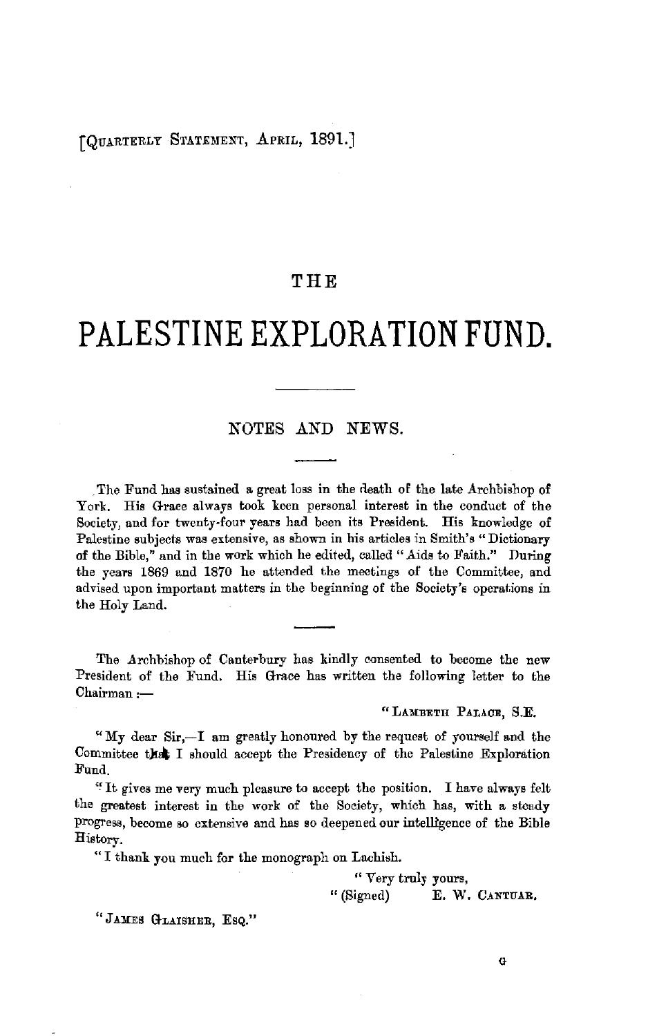[QUARTERLY STATEMENT, APRIL, 1891.]

# THE

# PALESTINE EXPLORATION FUND.

## NOTES AND NEWS.

The Fund has sustained a great loss in the death of the late Archbishop of York. His Grace always took keen personal interest in the conduct of the Society, and for twenty-four years had been its President. His knowledge of Palestine subjects was extensive, as shown in his articles in Smith's "Dictionary of the Bible," and in the work which he edited, called "Aids to Faith." During the years 1869 and 1870 he attended the meetings of the Committee, and advised upon important matters in the beginning of the Society's operations in the Holy Land.

The Archbishop of Canterbury has kindly consented to become the new President of the Fund. His Grace has written the following letter to the Chairman :—

"LAMBETH PALACE, S.E.

"My dear Sir,—I am greatly honoured by the request of yourself and the Committee that I should accept the Presidency of the Palestine Exploration Fund.

"It gives me very much pleasure to accept the position. I have always felt the greatest interest in the work of the Society, which has, with a steady progress, become so extensive and has so deepened our intelligence of the Bible History.

"I thank you much for the monograph on Lachish.

"Very truly yours,
"(Signed) E. W. CANTUAR.

"JAMES GLAISHER, ESQ."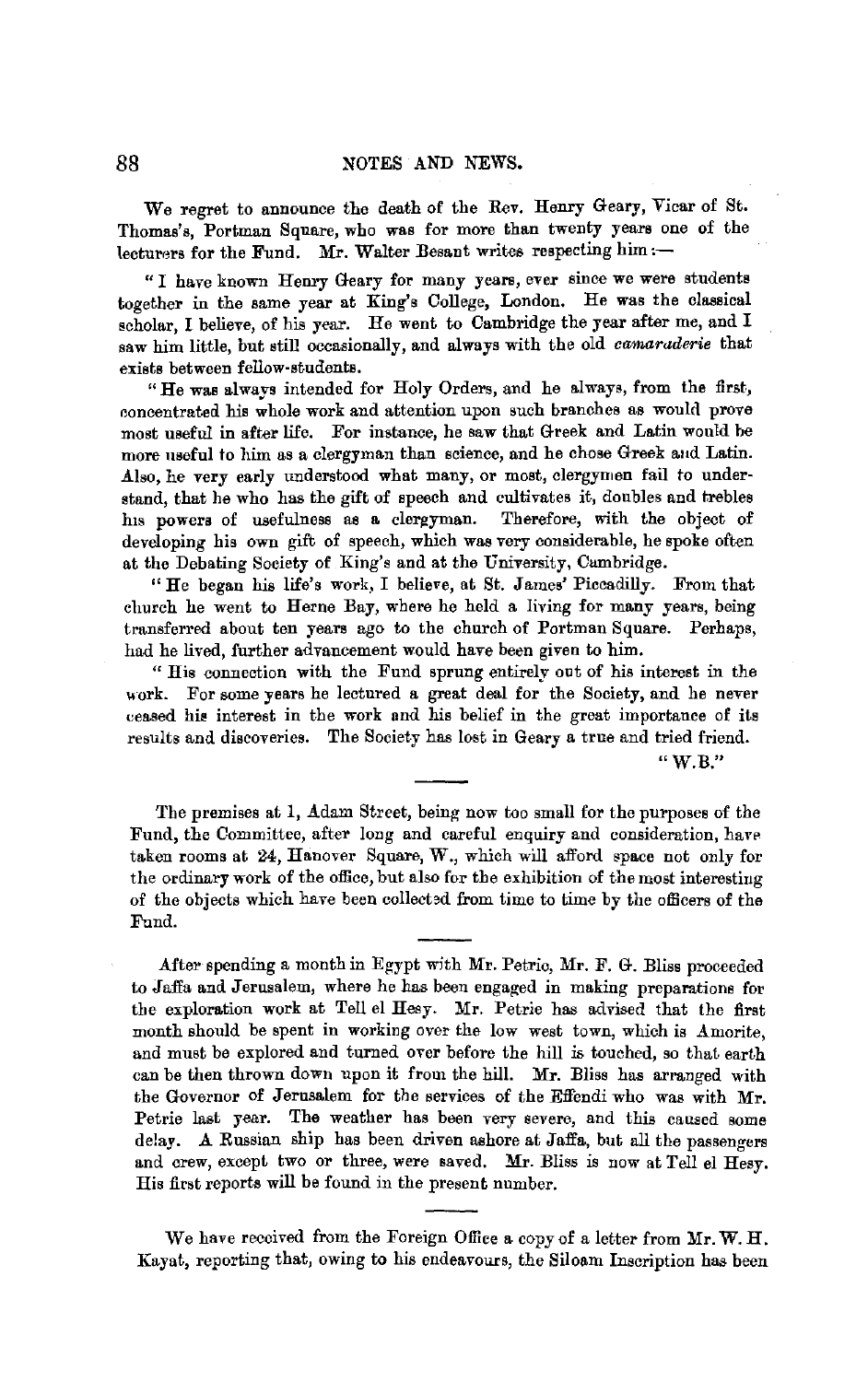We regret to announce the death of the Rev. Henry Geary, Vicar of St. Thomas's, Portman Square, who was for more than twenty years one of the lecturers for the Fund. Mr. Walter Besant writes respecting him:—

"I have known Henry Geary for many years, ever since we were students together in the same year at King's College, London. He was the classical scholar, I believe, of his year. He went to Cambridge the year after me, and I saw him little, but still occasionally, and always with the old *camaraderie* that exists between fellow-students.

"He was always intended for Holy Orders, and he always, from the first, concentrated his whole work and attention upon such branches as would prove most useful in after life. For instance, he saw that Greek and Latin would be more useful to him as a clergyman than science, and he chose Greek and Latin. Also, he very early understood what many, or most, clergymen fail to understand, that he who has the gift of speech and cultivates it, doubles and trebles his powers of usefulness as a clergyman. Therefore, with the object of developing his own gift of speech, which was very considerable, he spoke often at the Debating Society of King's and at the University, Cambridge.

"He began his life's work, I believe, at St. James' Piccadilly. From that church he went to Herne Bay, where he held a living for many years, being transferred about ten years ago to the church of Portman Square. Perhaps, had he lived, further advancement would have been given to him.

"His connection with the Fund sprung entirely out of his interest in the work. For some years he lectured a great deal for the Society, and he never ceased his interest in the work and his belief in the great importance of its results and discoveries. The Society has lost in Geary a true and tried friend.

"W.B."

---

The premises at 1, Adam Street, being now too small for the purposes of the Fund, the Committee, after long and careful enquiry and consideration, have taken rooms at 24, Hanover Square, W., which will afford space not only for the ordinary work of the office, but also for the exhibition of the most interesting of the objects which have been collected from time to time by the officers of the Fund.

---

After spending a month in Egypt with Mr. Petrie, Mr. F. G. Bliss proceeded to Jaffa and Jerusalem, where he has been engaged in making preparations for the exploration work at Tell el Hesy. Mr. Petrie has advised that the first month should be spent in working over the low west town, which is Amorite, and must be explored and turned over before the hill is touched, so that earth can be then thrown down upon it from the hill. Mr. Bliss has arranged with the Governor of Jerusalem for the services of the Effendi who was with Mr. Petrie last year. The weather has been very severe, and this caused some delay. A Russian ship has been driven ashore at Jaffa, but all the passengers and crew, except two or three, were saved. Mr. Bliss is now at Tell el Hesy. His first reports will be found in the present number.

---

We have received from the Foreign Office a copy of a letter from Mr. W. H. Kayat, reporting that, owing to his endeavours, the Siloam Inscription has been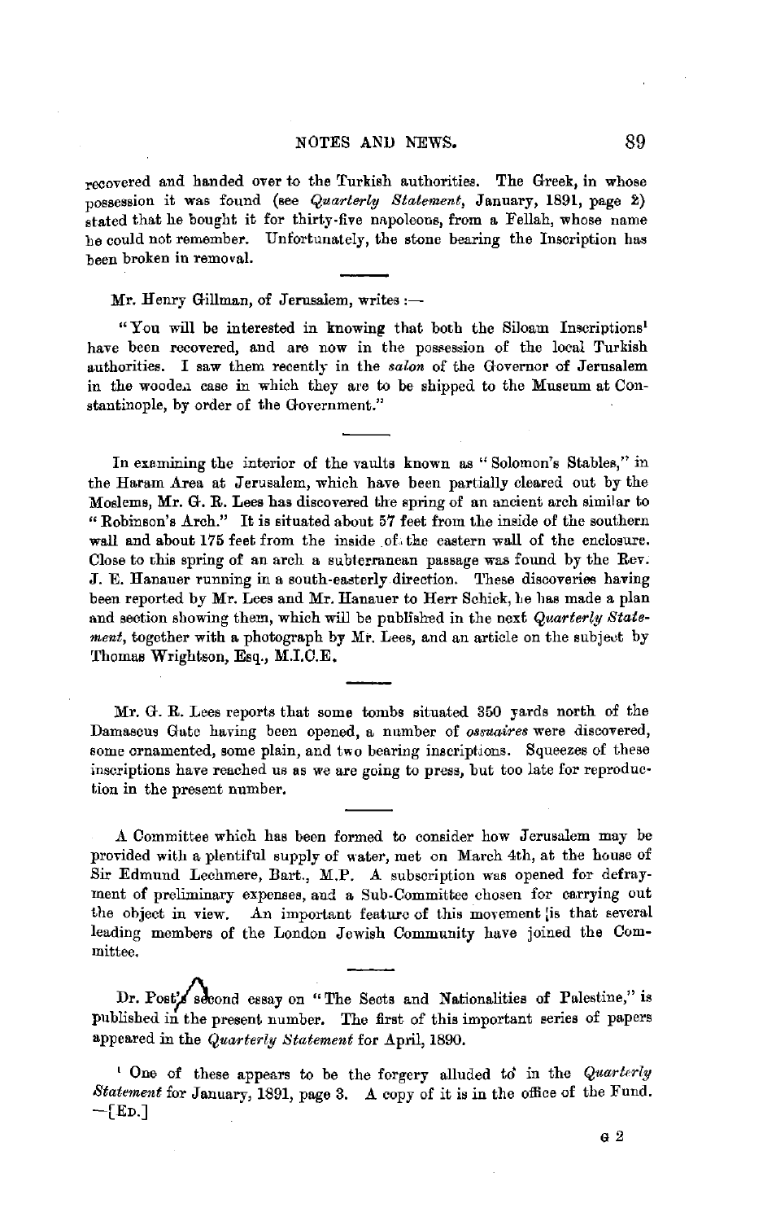recovered and handed over to the Turkish authorities. The Greek, in whose possession it was found (see *Quarterly Statement*, January, 1891, page 2) stated that he bought it for thirty-five napoleons, from a Fellah, whose name he could not remember. Unfortunately, the stone bearing the Inscription has been broken in removal.

---

Mr. Henry Gillman, of Jerusalem, writes :—

"You will be interested in knowing that both the Siloam Inscriptions[1] have been recovered, and are now in the possession of the local Turkish authorities. I saw them recently in the *salon* of the Governor of Jerusalem in the wooden case in which they are to be shipped to the Museum at Constantinople, by order of the Government."

---

In examining the interior of the vaults known as "Solomon's Stables," in the Haram Area at Jerusalem, which have been partially cleared out by the Moslems, Mr. G. R. Lees has discovered the spring of an ancient arch similar to "Robinson's Arch." It is situated about 57 feet from the inside of the southern wall and about 175 feet from the inside of the eastern wall of the enclosure. Close to this spring of an arch a subterranean passage was found by the Rev. J. E. Hanauer running in a south-easterly direction. These discoveries having been reported by Mr. Lees and Mr. Hanauer to Herr Schick, he has made a plan and section showing them, which will be published in the next *Quarterly Statement*, together with a photograph by Mr. Lees, and an article on the subject by Thomas Wrightson, Esq., M.I.C.E.

---

Mr. G. R. Lees reports that some tombs situated 350 yards north of the Damascus Gate having been opened, a number of *ossuaires* were discovered, some ornamented, some plain, and two bearing inscriptions. Squeezes of these inscriptions have reached us as we are going to press, but too late for reproduction in the present number.

---

A Committee which has been formed to consider how Jerusalem may be provided with a plentiful supply of water, met on March 4th, at the house of Sir Edmund Lechmere, Bart., M.P. A subscription was opened for defrayment of preliminary expenses, and a Sub-Committee chosen for carrying out the object in view. An important feature of this movement is that several leading members of the London Jewish Community have joined the Committee.

---

Dr. Post's second essay on "The Sects and Nationalities of Palestine," is published in the present number. The first of this important series of papers appeared in the *Quarterly Statement* for April, 1890.

[1] One of these appears to be the forgery alluded to in the *Quarterly Statement* for January, 1891, page 3. A copy of it is in the office of the Fund. —[ED.]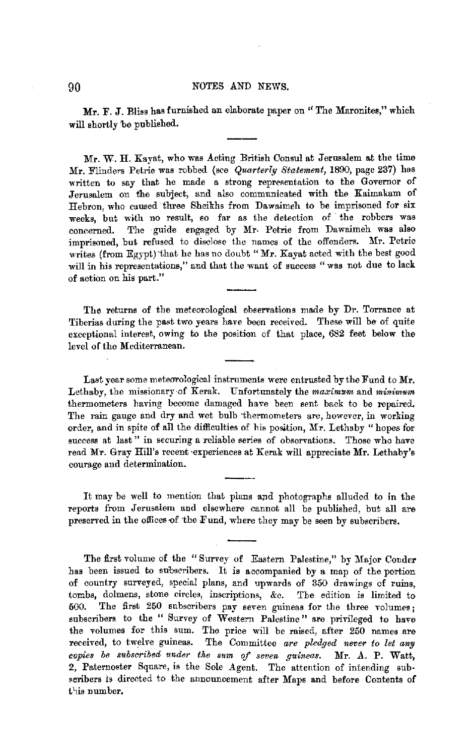Mr. F. J. Bliss has furnished an elaborate paper on "The Maronites," which will shortly be published.

Mr. W. H. Kayat, who was Acting British Consul at Jerusalem at the time Mr. Flinders Petrie was robbed (see *Quarterly Statement*, 1890, page 237) has written to say that he made a strong representation to the Governor of Jerusalem on the subject, and also communicated with the Kaimakam of Hebron, who caused three Sheikhs from Dawaimeh to be imprisoned for six weeks, but with no result, so far as the detection of the robbers was concerned. The guide engaged by Mr. Petrie from Dawaimeh was also imprisoned, but refused to disclose the names of the offenders. Mr. Petrie writes (from Egypt) that he has no doubt "Mr. Kayat acted with the best good will in his representations," and that the want of success "was not due to lack of action on his part."

The returns of the meteorological observations made by Dr. Torrance at Tiberias during the past two years have been received. These will be of quite exceptional interest, owing to the position of that place, 682 feet below the level of the Mediterranean.

Last year some meteorological instruments were entrusted by the Fund to Mr. Lethaby, the missionary of Kerak. Unfortunately the *maximum* and *minimum* thermometers having become damaged have been sent back to be repaired. The rain gauge and dry and wet bulb thermometers are, however, in working order, and in spite of all the difficulties of his position, Mr. Lethaby "hopes for success at last" in securing a reliable series of observations. Those who have read Mr. Gray Hill's recent experiences at Kerak will appreciate Mr. Lethaby's courage and determination.

It may be well to mention that plans and photographs alluded to in the reports from Jerusalem and elsewhere cannot all be published, but all are preserved in the offices of the Fund, where they may be seen by subscribers.

The first volume of the "Survey of Eastern Palestine," by Major Conder has been issued to subscribers. It is accompanied by a map of the portion of country surveyed, special plans, and upwards of 350 drawings of ruins, tombs, dolmens, stone circles, inscriptions, &c. The edition is limited to 500. The first 250 subscribers pay seven guineas for the three volumes; subscribers to the "Survey of Western Palestine" are privileged to have the volumes for this sum. The price will be raised, after 250 names are received, to twelve guineas. The Committee *are pledged never to let any copies be subscribed under the sum of seven guineas.* Mr. A. P. Watt, 2, Paternoster Square, is the Sole Agent. The attention of intending subscribers is directed to the announcement after Maps and before Contents of this number.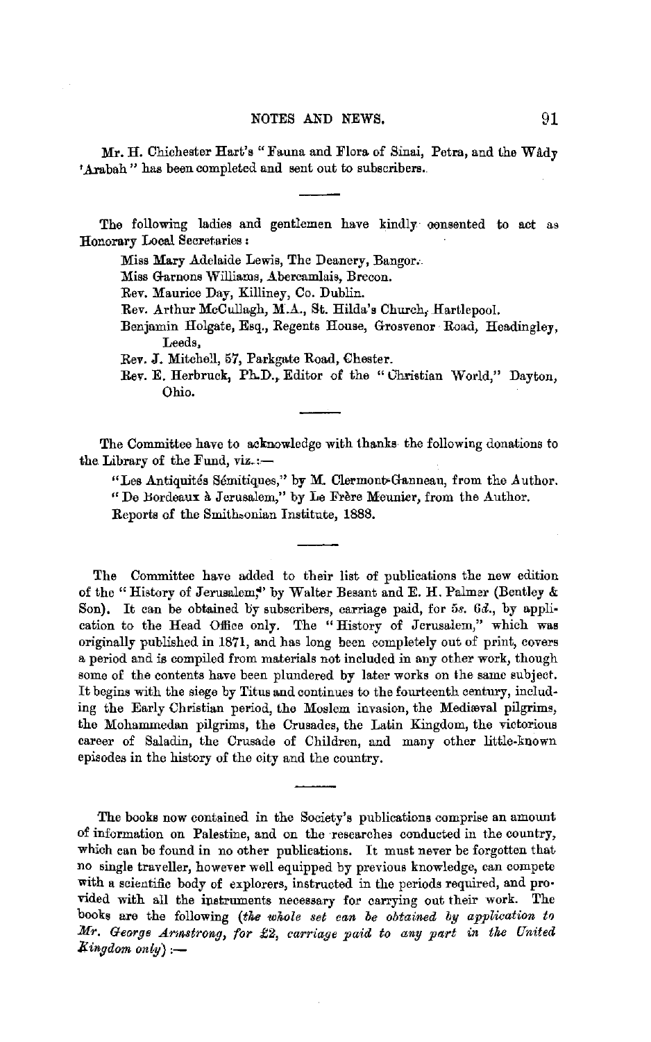Mr. H. Chichester Hart's "Fauna and Flora of Sinai, Petra, and the Wâdy 'Arabah" has been completed and sent out to subscribers.

---

The following ladies and gentlemen have kindly consented to act as Honorary Local Secretaries:

Miss Mary Adelaide Lewis, The Deanery, Bangor.

Miss Garnons Williams, Abercamlais, Brecon.

Rev. Maurice Day, Killiney, Co. Dublin.

Rev. Arthur McCullagh, M.A., St. Hilda's Church, Hartlepool.

Benjamin Holgate, Esq., Regents House, Grosvenor Road, Headingley, Leeds.

Rev. J. Mitchell, 57, Parkgate Road, Chester.

Rev. E. Herbruck, Ph.D., Editor of the "Christian World," Dayton, Ohio.

---

The Committee have to acknowledge with thanks the following donations to the Library of the Fund, viz.:—

"Les Antiquités Sémitiques," by M. Clermont-Ganneau, from the Author.

"De Bordeaux à Jerusalem," by Le Frère Meunier, from the Author.

Reports of the Smithsonian Institute, 1888.

---

The Committee have added to their list of publications the new edition of the "History of Jerusalem," by Walter Besant and E. H. Palmer (Bentley & Son). It can be obtained by subscribers, carriage paid, for 5*s.* 6*d.*, by application to the Head Office only. The "History of Jerusalem," which was originally published in 1871, and has long been completely out of print, covers a period and is compiled from materials not included in any other work, though some of the contents have been plundered by later works on the same subject. It begins with the siege by Titus and continues to the fourteenth century, including the Early Christian period, the Moslem invasion, the Mediæval pilgrims, the Mohammedan pilgrims, the Crusades, the Latin Kingdom, the victorious career of Saladin, the Crusade of Children, and many other little-known episodes in the history of the city and the country.

---

The books now contained in the Society's publications comprise an amount of information on Palestine, and on the researches conducted in the country, which can be found in no other publications. It must never be forgotten that no single traveller, however well equipped by previous knowledge, can compete with a scientific body of explorers, instructed in the periods required, and provided with all the instruments necessary for carrying out their work. The books are the following (*the whole set can be obtained by application to Mr. George Armstrong, for £2, carriage paid to any part in the United Kingdom only*):—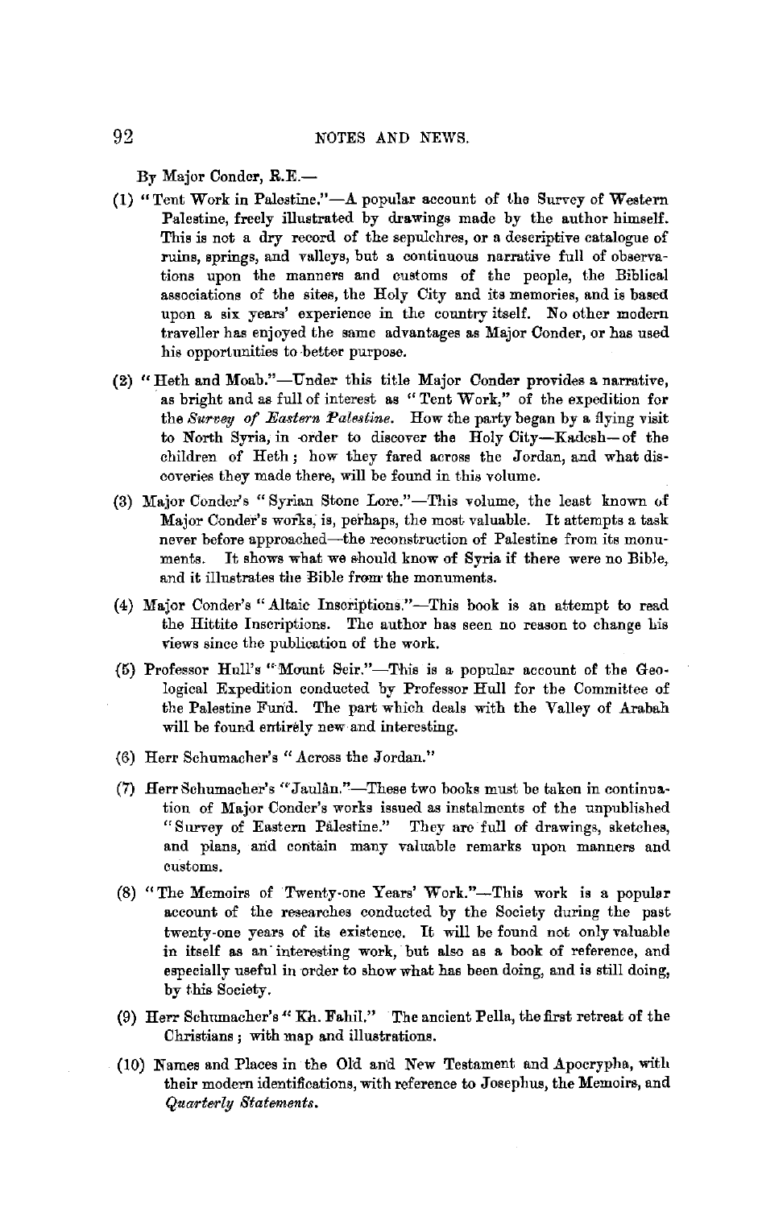By Major Conder, R.E.—

(1) "Tent Work in Palestine."—A popular account of the Survey of Western Palestine, freely illustrated by drawings made by the author himself. This is not a dry record of the sepulchres, or a descriptive catalogue of ruins, springs, and valleys, but a continuous narrative full of observations upon the manners and customs of the people, the Biblical associations of the sites, the Holy City and its memories, and is based upon a six years' experience in the country itself. No other modern traveller has enjoyed the same advantages as Major Conder, or has used his opportunities to better purpose.

(2) "Heth and Moab."—Under this title Major Conder provides a narrative, as bright and as full of interest as "Tent Work," of the expedition for the *Survey of Eastern Palestine*. How the party began by a flying visit to North Syria, in order to discover the Holy City—Kadesh—of the children of Heth; how they fared across the Jordan, and what discoveries they made there, will be found in this volume.

(3) Major Conder's "Syrian Stone Lore."—This volume, the least known of Major Conder's works, is, perhaps, the most valuable. It attempts a task never before approached—the reconstruction of Palestine from its monuments. It shows what we should know of Syria if there were no Bible, and it illustrates the Bible from the monuments.

(4) Major Conder's "Altaic Inscriptions."—This book is an attempt to read the Hittite Inscriptions. The author has seen no reason to change his views since the publication of the work.

(5) Professor Hull's "Mount Seir."—This is a popular account of the Geological Expedition conducted by Professor Hull for the Committee of the Palestine Fund. The part which deals with the Valley of Arabah will be found entirely new and interesting.

(6) Herr Schumacher's "Across the Jordan."

(7) Herr Schumacher's "Jaulân."—These two books must be taken in continuation of Major Conder's works issued as instalments of the unpublished "Survey of Eastern Palestine." They are full of drawings, sketches, and plans, and contain many valuable remarks upon manners and customs.

(8) "The Memoirs of Twenty-one Years' Work."—This work is a popular account of the researches conducted by the Society during the past twenty-one years of its existence. It will be found not only valuable in itself as an interesting work, but also as a book of reference, and especially useful in order to show what has been doing, and is still doing, by this Society.

(9) Herr Schumacher's "Kh. Fahil." The ancient Pella, the first retreat of the Christians; with map and illustrations.

(10) Names and Places in the Old and New Testament and Apocrypha, with their modern identifications, with reference to Josephus, the Memoirs, and *Quarterly Statements*.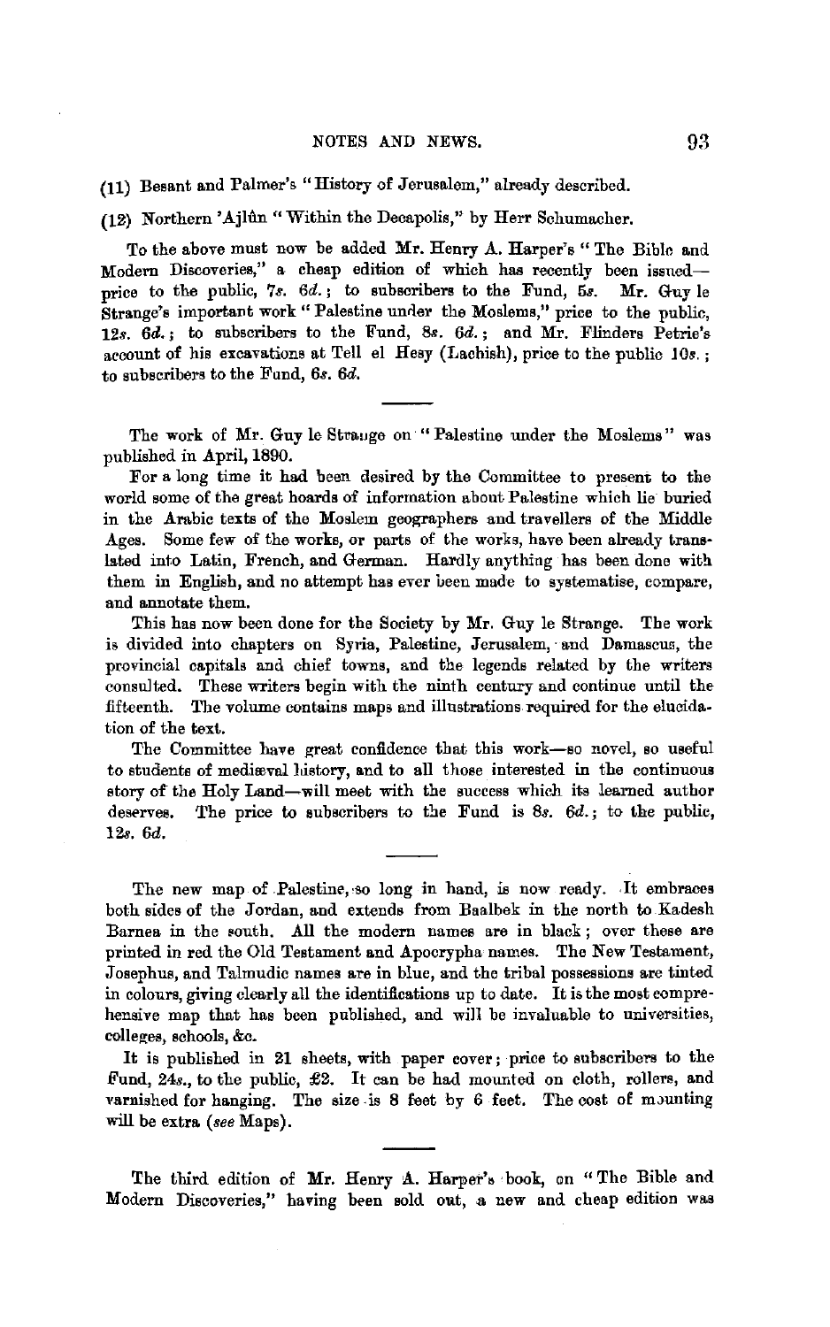(11) Besant and Palmer's "History of Jerusalem," already described.

(12) Northern 'Ajlûn "Within the Decapolis," by Herr Schumacher.

To the above must now be added Mr. Henry A. Harper's "The Bible and Modern Discoveries," a cheap edition of which has recently been issued—price to the public, 7*s.* 6*d.*; to subscribers to the Fund, 5*s.* Mr. Guy le Strange's important work "Palestine under the Moslems," price to the public, 12*s.* 6*d.*; to subscribers to the Fund, 8*s.* 6*d.*; and Mr. Flinders Petrie's account of his excavations at Tell el Hesy (Lachish), price to the public 10*s.*; to subscribers to the Fund, 6*s.* 6*d.*

---

The work of Mr. Guy le Strange on "Palestine under the Moslems" was published in April, 1890.

For a long time it had been desired by the Committee to present to the world some of the great hoards of information about Palestine which lie buried in the Arabic texts of the Moslem geographers and travellers of the Middle Ages. Some few of the works, or parts of the works, have been already translated into Latin, French, and German. Hardly anything has been done with them in English, and no attempt has ever been made to systematise, compare, and annotate them.

This has now been done for the Society by Mr. Guy le Strange. The work is divided into chapters on Syria, Palestine, Jerusalem, and Damascus, the provincial capitals and chief towns, and the legends related by the writers consulted. These writers begin with the ninth century and continue until the fifteenth. The volume contains maps and illustrations required for the elucidation of the text.

The Committee have great confidence that this work—so novel, so useful to students of mediæval history, and to all those interested in the continuous story of the Holy Land—will meet with the success which its learned author deserves. The price to subscribers to the Fund is 8*s.* 6*d.*; to the public, 12*s.* 6*d.*

---

The new map of Palestine, so long in hand, is now ready. It embraces both sides of the Jordan, and extends from Baalbek in the north to Kadesh Barnea in the south. All the modern names are in black; over these are printed in red the Old Testament and Apocrypha names. The New Testament, Josephus, and Talmudic names are in blue, and the tribal possessions are tinted in colours, giving clearly all the identifications up to date. It is the most comprehensive map that has been published, and will be invaluable to universities, colleges, schools, &c.

It is published in 21 sheets, with paper cover; price to subscribers to the Fund, 24*s.*, to the public, £2. It can be had mounted on cloth, rollers, and varnished for hanging. The size is 8 feet by 6 feet. The cost of mounting will be extra (*see* Maps).

---

The third edition of Mr. Henry A. Harper's book, on "The Bible and Modern Discoveries," having been sold out, a new and cheap edition was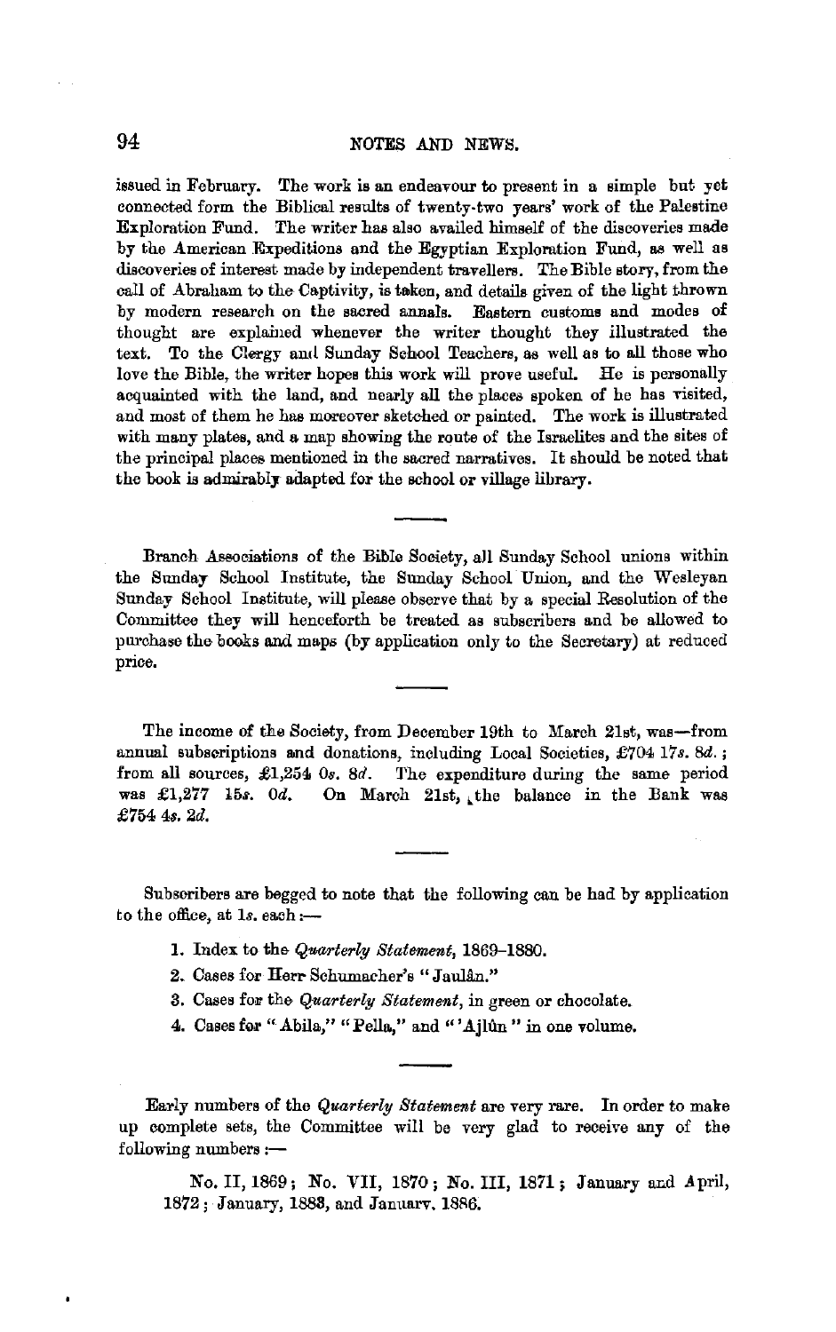issued in February. The work is an endeavour to present in a simple but yet connected form the Biblical results of twenty-two years' work of the Palestine Exploration Fund. The writer has also availed himself of the discoveries made by the American Expeditions and the Egyptian Exploration Fund, as well as discoveries of interest made by independent travellers. The Bible story, from the call of Abraham to the Captivity, is taken, and details given of the light thrown by modern research on the sacred annals. Eastern customs and modes of thought are explained whenever the writer thought they illustrated the text. To the Clergy and Sunday School Teachers, as well as to all those who love the Bible, the writer hopes this work will prove useful. He is personally acquainted with the land, and nearly all the places spoken of he has visited, and most of them he has moreover sketched or painted. The work is illustrated with many plates, and a map showing the route of the Israelites and the sites of the principal places mentioned in the sacred narratives. It should be noted that the book is admirably adapted for the school or village library.

---

Branch Associations of the Bible Society, all Sunday School unions within the Sunday School Institute, the Sunday School Union, and the Wesleyan Sunday School Institute, will please observe that by a special Resolution of the Committee they will henceforth be treated as subscribers and be allowed to purchase the books and maps (by application only to the Secretary) at reduced price.

---

The income of the Society, from December 19th to March 21st, was—from annual subscriptions and donations, including Local Societies, £704 17*s.* 8*d.*; from all sources, £1,254 0*s.* 8*d.* The expenditure during the same period was £1,277 15*s.* 0*d.* On March 21st, the balance in the Bank was £754 4*s.* 2*d.*

---

Subscribers are begged to note that the following can be had by application to the office, at 1*s.* each :—

1. Index to the *Quarterly Statement*, 1869–1880.
2. Cases for Herr Schumacher's "Jaulân."
3. Cases for the *Quarterly Statement*, in green or chocolate.
4. Cases for "Abila," "Pella," and "'Ajlûn" in one volume.

---

Early numbers of the *Quarterly Statement* are very rare. In order to make up complete sets, the Committee will be very glad to receive any of the following numbers :—

No. II, 1869; No. VII, 1870; No. III, 1871; January and April, 1872; January, 1883, and January, 1886.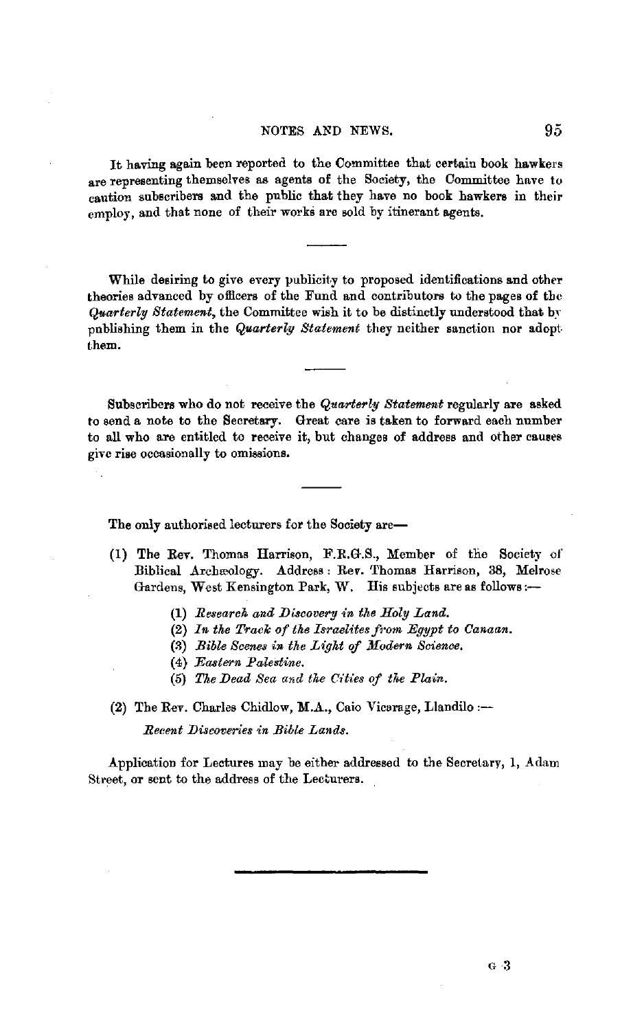It having again been reported to the Committee that certain book hawkers are representing themselves as agents of the Society, the Committee have to caution subscribers and the public that they have no book hawkers in their employ, and that none of their works are sold by itinerant agents.

---

While desiring to give every publicity to proposed identifications and other theories advanced by officers of the Fund and contributors to the pages of the *Quarterly Statement*, the Committee wish it to be distinctly understood that by publishing them in the *Quarterly Statement* they neither sanction nor adopt them.

---

Subscribers who do not receive the *Quarterly Statement* regularly are asked to send a note to the Secretary. Great care is taken to forward each number to all who are entitled to receive it, but changes of address and other causes give rise occasionally to omissions.

---

The only authorised lecturers for the Society are—

(1) The Rev. Thomas Harrison, F.R.G.S., Member of the Society of Biblical Archæology. Address: Rev. Thomas Harrison, 38, Melrose Gardens, West Kensington Park, W. His subjects are as follows:—

  (1) *Research and Discovery in the Holy Land.*
  (2) *In the Track of the Israelites from Egypt to Canaan.*
  (3) *Bible Scenes in the Light of Modern Science.*
  (4) *Eastern Palestine.*
  (5) *The Dead Sea and the Cities of the Plain.*

(2) The Rev. Charles Chidlow, M.A., Caio Vicarage, Llandilo:—

  *Recent Discoveries in Bible Lands.*

Application for Lectures may be either addressed to the Secretary, 1, Adam Street, or sent to the address of the Lecturers.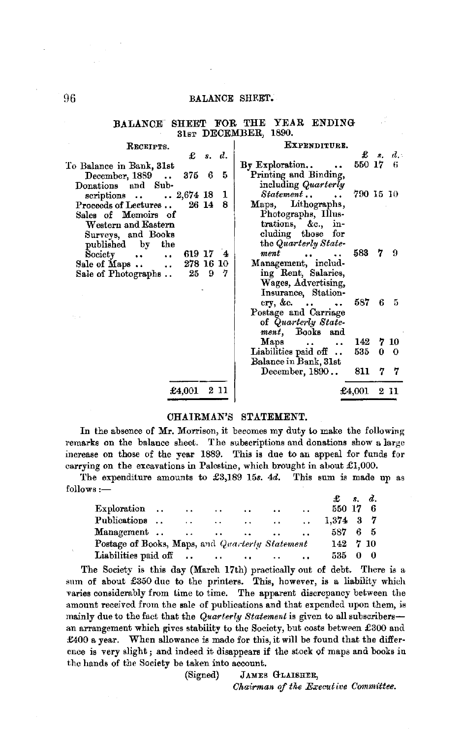## BALANCE SHEET FOR THE YEAR ENDING 31ST DECEMBER, 1890.

| RECEIPTS. | £ | s. | d. | EXPENDITURE. | £ | s. | d. |
|---|---|---|---|---|---|---|---|
| To Balance in Bank, 31st December, 1889 .. | 375 | 6 | 5 | By Exploration.. .. | 550 | 17 | 6 |
| Donations and Subscriptions .. .. | 2,674 | 18 | 1 | Printing and Binding, including *Quarterly Statement* .. .. | 790 | 15 | 10 |
| Proceeds of Lectures .. | 26 | 14 | 8 | Maps, Lithographs, Photographs, Illustrations, &c., including those for the *Quarterly Statement* .. .. | 583 | 7 | 9 |
| Sales of Memoirs of Western and Eastern Surveys, and Books published by the Society .. .. | 619 | 17 | 4 | Management, including Rent, Salaries, Wages, Advertising, Insurance, Stationery, &c. .. .. | 587 | 6 | 5 |
| Sale of Maps .. .. | 278 | 16 | 10 | Postage and Carriage of *Quarterly Statement*, Books and Maps .. .. | 142 | 7 | 10 |
| Sale of Photographs .. | 25 | 9 | 7 | Liabilities paid off .. | 535 | 0 | 0 |
| | | | | Balance in Bank, 31st December, 1890.. | 811 | 7 | 7 |
| | £4,001 | 2 | 11 | | £4,001 | 2 | 11 |

### CHAIRMAN'S STATEMENT.

In the absence of Mr. Morrison, it becomes my duty to make the following remarks on the balance sheet. The subscriptions and donations show a large increase on those of the year 1889. This is due to an appeal for funds for carrying on the excavations in Palestine, which brought in about £1,000.

The expenditure amounts to £3,189 15*s.* 4*d.* This sum is made up as follows:—

| | £ | s. | d. |
|---|---|---|---|
| Exploration .. .. .. .. .. .. | 550 | 17 | 6 |
| Publications .. .. .. .. .. .. | 1,374 | 3 | 7 |
| Management .. .. .. .. .. .. | 587 | 6 | 5 |
| Postage of Books, Maps, and *Quarterly Statement* | 142 | 7 | 10 |
| Liabilities paid off .. .. .. .. .. | 535 | 0 | 0 |

The Society is this day (March 17th) practically out of debt. There is a sum of about £350 due to the printers. This, however, is a liability which varies considerably from time to time. The apparent discrepancy between the amount received from the sale of publications and that expended upon them, is mainly due to the fact that the *Quarterly Statement* is given to all subscribers—an arrangement which gives stability to the Society, but costs between £300 and £400 a year. When allowance is made for this, it will be found that the difference is very slight; and indeed it disappears if the stock of maps and books in the hands of the Society be taken into account.

(Signed) JAMES GLAISHER,
*Chairman of the Executive Committee.*